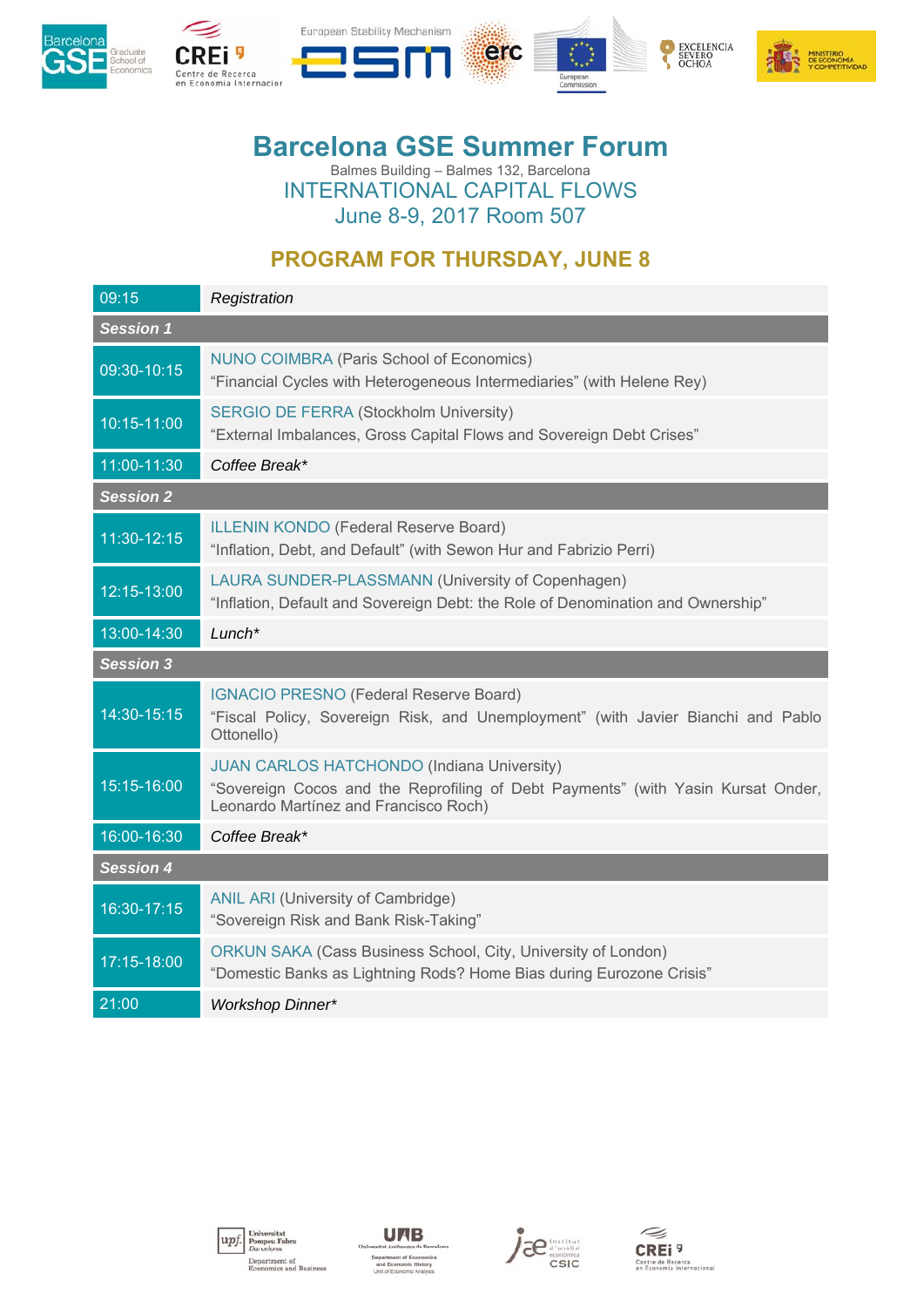# Barcelona GSE Summer Forum

Balmes Building – Balmes 132, Barcelona

## INTERNATIONAL CAPITAL FLOWS

## June 8-9, 2017 Room 507

## PROGRAM FOR THURSDAY, JUNE 8

| | |
|---|---|
| 09:15 | *Registration* |
| ***Session 1*** | |
| 09:30-10:15 | NUNO COIMBRA (Paris School of Economics)<br>"Financial Cycles with Heterogeneous Intermediaries" (with Helene Rey) |
| 10:15-11:00 | SERGIO DE FERRA (Stockholm University)<br>"External Imbalances, Gross Capital Flows and Sovereign Debt Crises" |
| 11:00-11:30 | *Coffee Break** |
| ***Session 2*** | |
| 11:30-12:15 | ILLENIN KONDO (Federal Reserve Board)<br>"Inflation, Debt, and Default" (with Sewon Hur and Fabrizio Perri) |
| 12:15-13:00 | LAURA SUNDER-PLASSMANN (University of Copenhagen)<br>"Inflation, Default and Sovereign Debt: the Role of Denomination and Ownership" |
| 13:00-14:30 | *Lunch** |
| ***Session 3*** | |
| 14:30-15:15 | IGNACIO PRESNO (Federal Reserve Board)<br>"Fiscal Policy, Sovereign Risk, and Unemployment" (with Javier Bianchi and Pablo Ottonello) |
| 15:15-16:00 | JUAN CARLOS HATCHONDO (Indiana University)<br>"Sovereign Cocos and the Reprofiling of Debt Payments" (with Yasin Kursat Onder, Leonardo Martínez and Francisco Roch) |
| 16:00-16:30 | *Coffee Break** |
| ***Session 4*** | |
| 16:30-17:15 | ANIL ARI (University of Cambridge)<br>"Sovereign Risk and Bank Risk-Taking" |
| 17:15-18:00 | ORKUN SAKA (Cass Business School, City, University of London)<br>"Domestic Banks as Lightning Rods? Home Bias during Eurozone Crisis" |
| 21:00 | *Workshop Dinner** |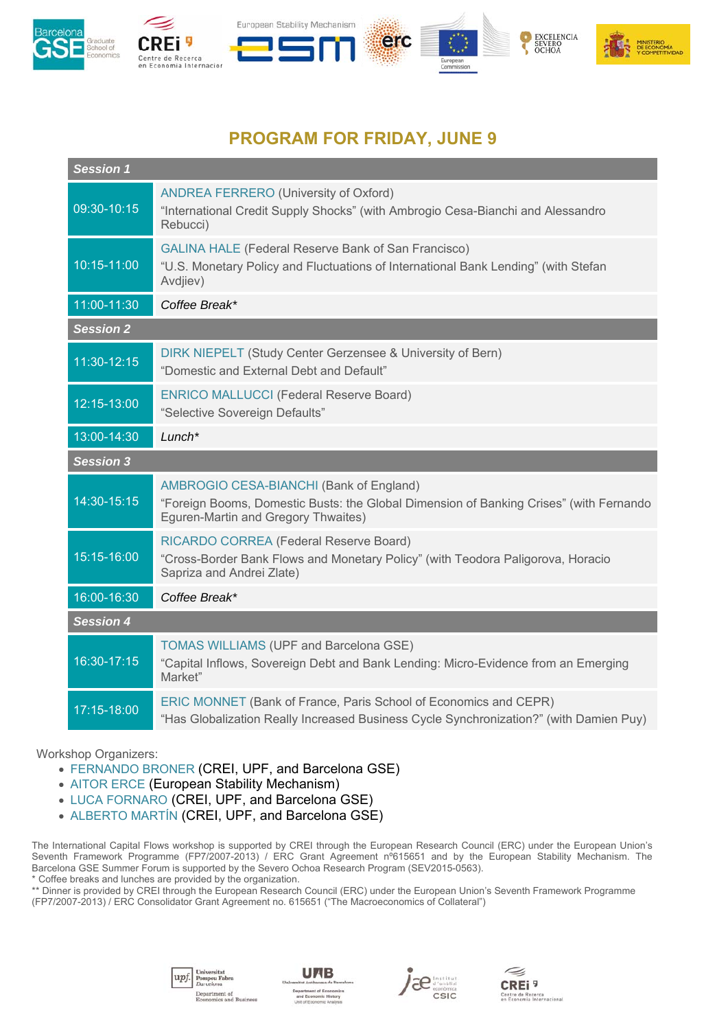# PROGRAM FOR FRIDAY, JUNE 9

| | |
|---|---|
| ***Session 1*** | |
| 09:30-10:15 | ANDREA FERRERO (University of Oxford)<br>“International Credit Supply Shocks” (with Ambrogio Cesa-Bianchi and Alessandro Rebucci) |
| 10:15-11:00 | GALINA HALE (Federal Reserve Bank of San Francisco)<br>“U.S. Monetary Policy and Fluctuations of International Bank Lending” (with Stefan Avdjiev) |
| 11:00-11:30 | *Coffee Break** |
| ***Session 2*** | |
| 11:30-12:15 | DIRK NIEPELT (Study Center Gerzensee & University of Bern)<br>“Domestic and External Debt and Default” |
| 12:15-13:00 | ENRICO MALLUCCI (Federal Reserve Board)<br>“Selective Sovereign Defaults” |
| 13:00-14:30 | *Lunch** |
| ***Session 3*** | |
| 14:30-15:15 | AMBROGIO CESA-BIANCHI (Bank of England)<br>“Foreign Booms, Domestic Busts: the Global Dimension of Banking Crises” (with Fernando Eguren-Martin and Gregory Thwaites) |
| 15:15-16:00 | RICARDO CORREA (Federal Reserve Board)<br>“Cross-Border Bank Flows and Monetary Policy” (with Teodora Paligorova, Horacio Sapriza and Andrei Zlate) |
| 16:00-16:30 | *Coffee Break** |
| ***Session 4*** | |
| 16:30-17:15 | TOMAS WILLIAMS (UPF and Barcelona GSE)<br>“Capital Inflows, Sovereign Debt and Bank Lending: Micro-Evidence from an Emerging Market” |
| 17:15-18:00 | ERIC MONNET (Bank of France, Paris School of Economics and CEPR)<br>“Has Globalization Really Increased Business Cycle Synchronization?” (with Damien Puy) |

Workshop Organizers:

- FERNANDO BRONER (CREI, UPF, and Barcelona GSE)
- AITOR ERCE (European Stability Mechanism)
- LUCA FORNARO (CREI, UPF, and Barcelona GSE)
- ALBERTO MARTÍN (CREI, UPF, and Barcelona GSE)

The International Capital Flows workshop is supported by CREI through the European Research Council (ERC) under the European Union's Seventh Framework Programme (FP7/2007-2013) / ERC Grant Agreement nº615651 and by the European Stability Mechanism. The Barcelona GSE Summer Forum is supported by the Severo Ochoa Research Program (SEV2015-0563).

\* Coffee breaks and lunches are provided by the organization.

\** Dinner is provided by CREI through the European Research Council (ERC) under the European Union's Seventh Framework Programme (FP7/2007-2013) / ERC Consolidator Grant Agreement no. 615651 (“The Macroeconomics of Collateral”)